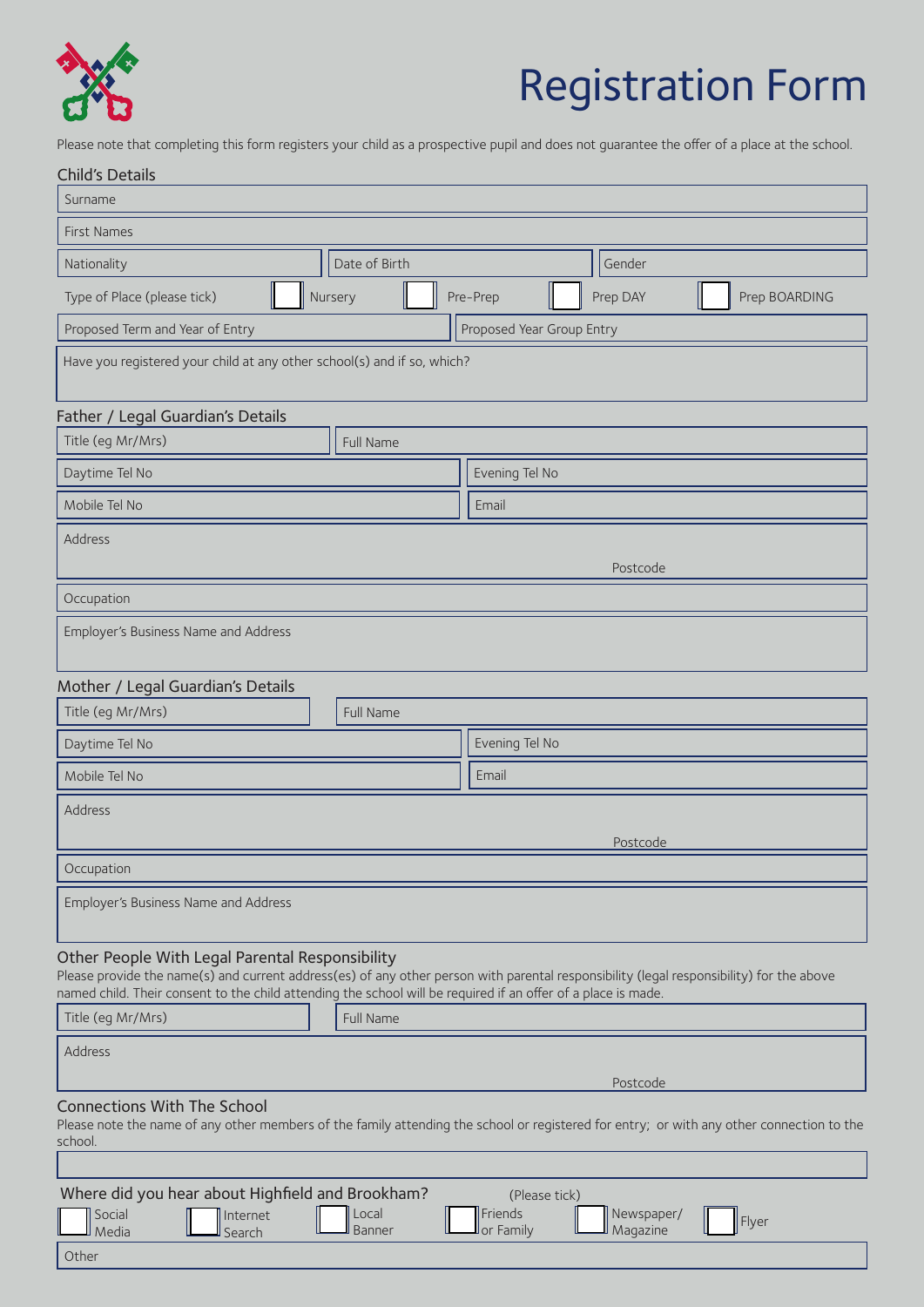# Registration Form

Please note that completing this form registers your child as a prospective pupil and does not guarantee the offer of a place at the school.

## Child's Details

Surname

First Names

| Nationality | Date of Birth | Gender |
|---|---|---|

Type of Place (please tick) ☐ Nursery ☐ Pre-Prep ☐ Prep DAY ☐ Prep BOARDING

| Proposed Term and Year of Entry | Proposed Year Group Entry |
|---|---|

Have you registered your child at any other school(s) and if so, which?

## Father / Legal Guardian's Details

| Title (eg Mr/Mrs) | Full Name |
|---|---|
| Daytime Tel No | Evening Tel No |
| Mobile Tel No | Email |

Address

Postcode

Occupation

Employer's Business Name and Address

## Mother / Legal Guardian's Details

| Title (eg Mr/Mrs) | Full Name |
|---|---|
| Daytime Tel No | Evening Tel No |
| Mobile Tel No | Email |

Address

Postcode

Occupation

Employer's Business Name and Address

## Other People With Legal Parental Responsibility

Please provide the name(s) and current address(es) of any other person with parental responsibility (legal responsibility) for the above named child. Their consent to the child attending the school will be required if an offer of a place is made.

| Title (eg Mr/Mrs) | Full Name |
|---|---|

Address

Postcode

## Connections With The School

Please note the name of any other members of the family attending the school or registered for entry; or with any other connection to the school.

## Where did you hear about Highfield and Brookham?

(Please tick)

☐ Social Media ☐ Internet Search ☐ Local Banner ☐ Friends or Family ☐ Newspaper/ Magazine ☐ Flyer

Other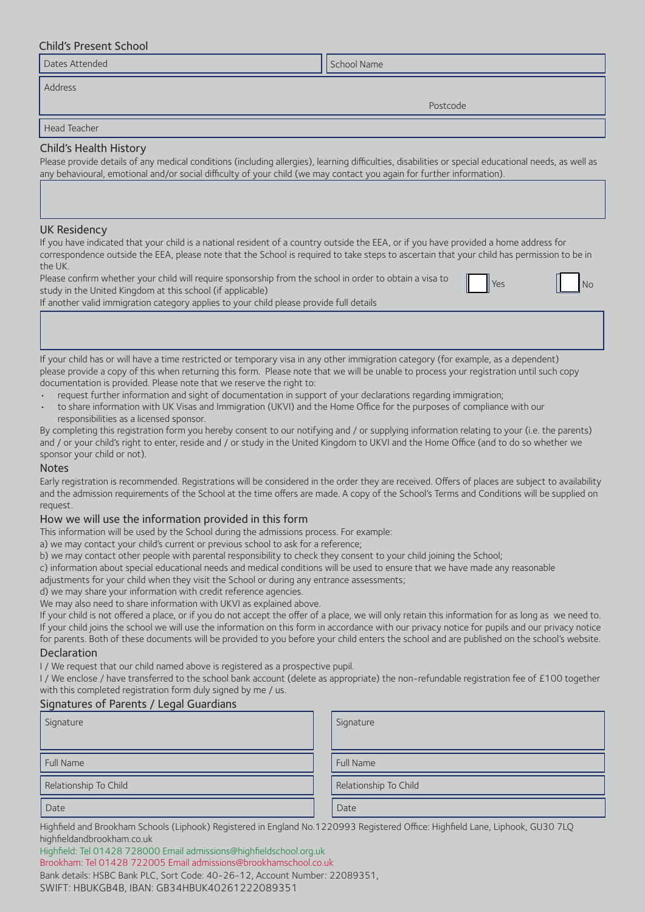## Child's Present School

| | |
|---|---|
| Dates Attended | School Name |
| Address | Postcode |
| Head Teacher | |

## Child's Health History

Please provide details of any medical conditions (including allergies), learning difficulties, disabilities or special educational needs, as well as any behavioural, emotional and/or social difficulty of your child (we may contact you again for further information).

## UK Residency

If you have indicated that your child is a national resident of a country outside the EEA, or if you have provided a home address for correspondence outside the EEA, please note that the School is required to take steps to ascertain that your child has permission to be in the UK.

Please confirm whether your child will require sponsorship from the school in order to obtain a visa to study in the United Kingdom at this school (if applicable) ☐ Yes ☐ No

If another valid immigration category applies to your child please provide full details

If your child has or will have a time restricted or temporary visa in any other immigration category (for example, as a dependent) please provide a copy of this when returning this form. Please note that we will be unable to process your registration until such copy documentation is provided. Please note that we reserve the right to:

- request further information and sight of documentation in support of your declarations regarding immigration;
- to share information with UK Visas and Immigration (UKVI) and the Home Office for the purposes of compliance with our responsibilities as a licensed sponsor.

By completing this registration form you hereby consent to our notifying and / or supplying information relating to your (i.e. the parents) and / or your child's right to enter, reside and / or study in the United Kingdom to UKVI and the Home Office (and to do so whether we sponsor your child or not).

## Notes

Early registration is recommended. Registrations will be considered in the order they are received. Offers of places are subject to availability and the admission requirements of the School at the time offers are made. A copy of the School's Terms and Conditions will be supplied on request.

## How we will use the information provided in this form

This information will be used by the School during the admissions process. For example:

a) we may contact your child's current or previous school to ask for a reference;

b) we may contact other people with parental responsibility to check they consent to your child joining the School;

c) information about special educational needs and medical conditions will be used to ensure that we have made any reasonable adjustments for your child when they visit the School or during any entrance assessments;

d) we may share your information with credit reference agencies.

We may also need to share information with UKVI as explained above.

If your child is not offered a place, or if you do not accept the offer of a place, we will only retain this information for as long as we need to. If your child joins the school we will use the information on this form in accordance with our privacy notice for pupils and our privacy notice for parents. Both of these documents will be provided to you before your child enters the school and are published on the school's website.

## Declaration

I / We request that our child named above is registered as a prospective pupil.

I / We enclose / have transferred to the school bank account (delete as appropriate) the non-refundable registration fee of £100 together with this completed registration form duly signed by me / us.

## Signatures of Parents / Legal Guardians

| | |
|---|---|
| Signature | Signature |
| Full Name | Full Name |
| Relationship To Child | Relationship To Child |
| Date | Date |

Highfield and Brookham Schools (Liphook) Registered in England No.1220993 Registered Office: Highfield Lane, Liphook, GU30 7LQ highfieldandbrookham.co.uk

Highfield: Tel 01428 728000 Email admissions@highfieldschool.org.uk

Brookham: Tel 01428 722005 Email admissions@brookhamschool.co.uk

Bank details: HSBC Bank PLC, Sort Code: 40-26-12, Account Number: 22089351,

SWIFT: HBUKGB4B, IBAN: GB34HBUK40261222089351